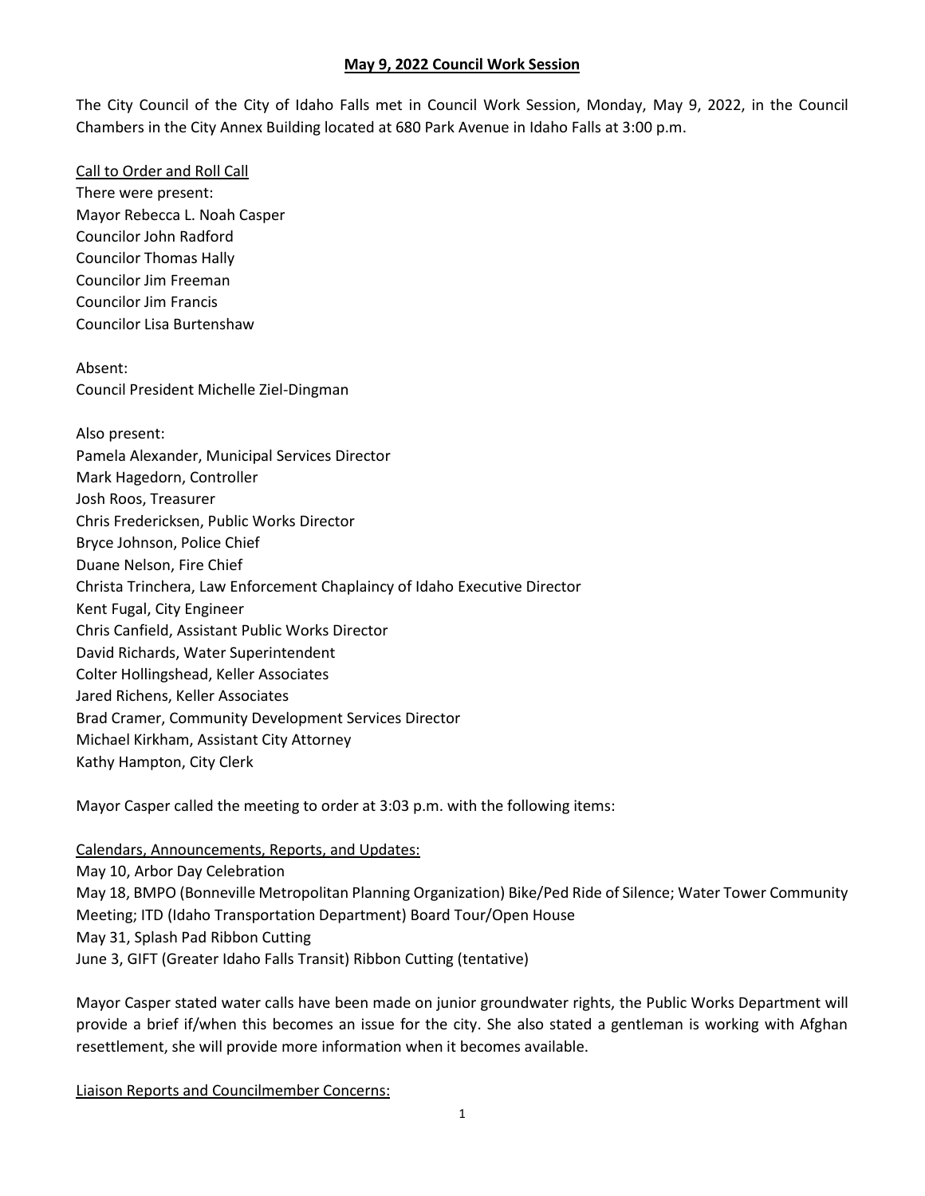# May 9, 2022 Council Work Session

The City Council of the City of Idaho Falls met in Council Work Session, Monday, May 9, 2022, in the Council Chambers in the City Annex Building located at 680 Park Avenue in Idaho Falls at 3:00 p.m.

## Call to Order and Roll Call

There were present:
Mayor Rebecca L. Noah Casper
Councilor John Radford
Councilor Thomas Hally
Councilor Jim Freeman
Councilor Jim Francis
Councilor Lisa Burtenshaw

Absent:
Council President Michelle Ziel-Dingman

Also present:
Pamela Alexander, Municipal Services Director
Mark Hagedorn, Controller
Josh Roos, Treasurer
Chris Fredericksen, Public Works Director
Bryce Johnson, Police Chief
Duane Nelson, Fire Chief
Christa Trinchera, Law Enforcement Chaplaincy of Idaho Executive Director
Kent Fugal, City Engineer
Chris Canfield, Assistant Public Works Director
David Richards, Water Superintendent
Colter Hollingshead, Keller Associates
Jared Richens, Keller Associates
Brad Cramer, Community Development Services Director
Michael Kirkham, Assistant City Attorney
Kathy Hampton, City Clerk

Mayor Casper called the meeting to order at 3:03 p.m. with the following items:

## Calendars, Announcements, Reports, and Updates:

May 10, Arbor Day Celebration
May 18, BMPO (Bonneville Metropolitan Planning Organization) Bike/Ped Ride of Silence; Water Tower Community Meeting; ITD (Idaho Transportation Department) Board Tour/Open House
May 31, Splash Pad Ribbon Cutting
June 3, GIFT (Greater Idaho Falls Transit) Ribbon Cutting (tentative)

Mayor Casper stated water calls have been made on junior groundwater rights, the Public Works Department will provide a brief if/when this becomes an issue for the city. She also stated a gentleman is working with Afghan resettlement, she will provide more information when it becomes available.

## Liaison Reports and Councilmember Concerns: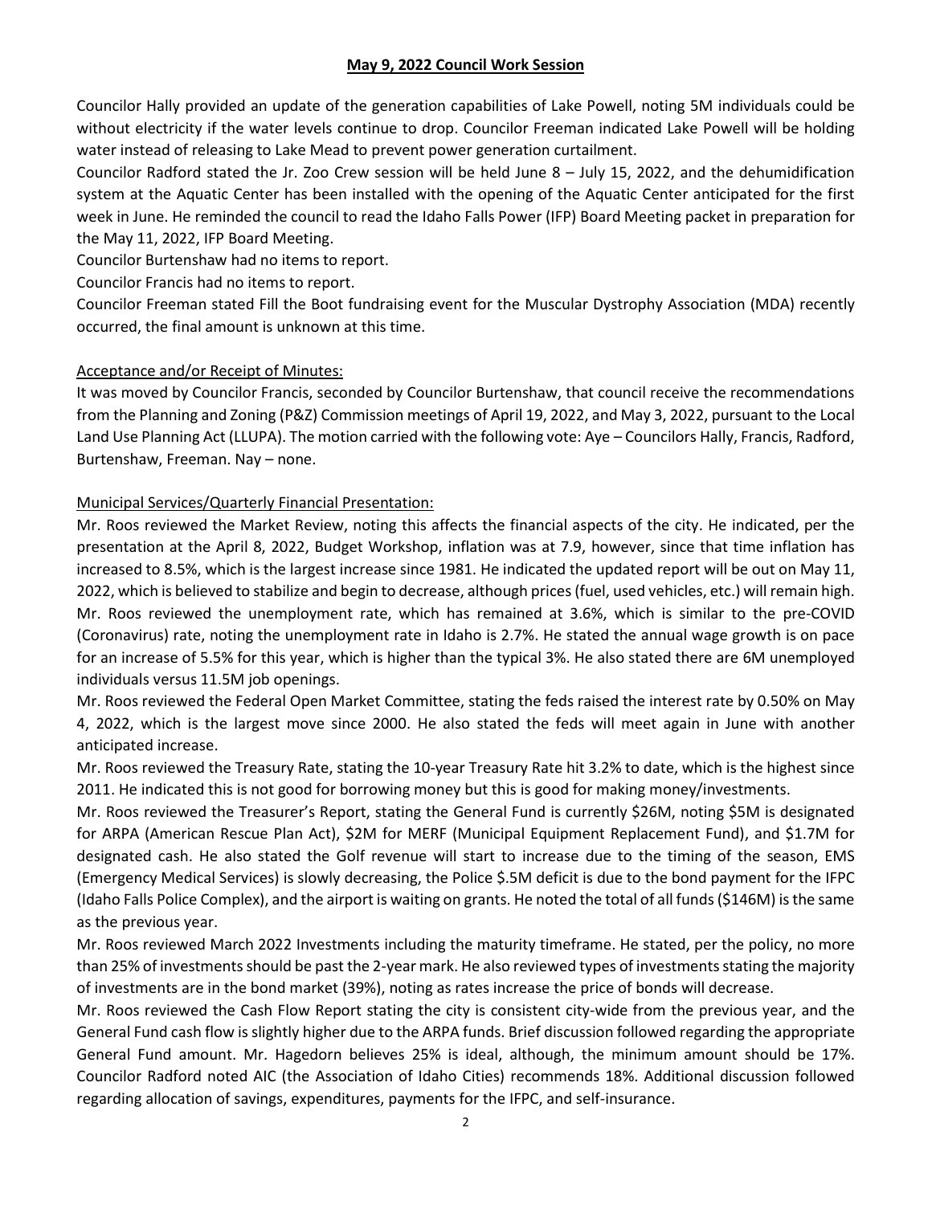**May 9, 2022 Council Work Session**

Councilor Hally provided an update of the generation capabilities of Lake Powell, noting 5M individuals could be without electricity if the water levels continue to drop. Councilor Freeman indicated Lake Powell will be holding water instead of releasing to Lake Mead to prevent power generation curtailment.

Councilor Radford stated the Jr. Zoo Crew session will be held June 8 – July 15, 2022, and the dehumidification system at the Aquatic Center has been installed with the opening of the Aquatic Center anticipated for the first week in June. He reminded the council to read the Idaho Falls Power (IFP) Board Meeting packet in preparation for the May 11, 2022, IFP Board Meeting.

Councilor Burtenshaw had no items to report.

Councilor Francis had no items to report.

Councilor Freeman stated Fill the Boot fundraising event for the Muscular Dystrophy Association (MDA) recently occurred, the final amount is unknown at this time.

Acceptance and/or Receipt of Minutes:

It was moved by Councilor Francis, seconded by Councilor Burtenshaw, that council receive the recommendations from the Planning and Zoning (P&Z) Commission meetings of April 19, 2022, and May 3, 2022, pursuant to the Local Land Use Planning Act (LLUPA). The motion carried with the following vote: Aye – Councilors Hally, Francis, Radford, Burtenshaw, Freeman. Nay – none.

Municipal Services/Quarterly Financial Presentation:

Mr. Roos reviewed the Market Review, noting this affects the financial aspects of the city. He indicated, per the presentation at the April 8, 2022, Budget Workshop, inflation was at 7.9, however, since that time inflation has increased to 8.5%, which is the largest increase since 1981. He indicated the updated report will be out on May 11, 2022, which is believed to stabilize and begin to decrease, although prices (fuel, used vehicles, etc.) will remain high. Mr. Roos reviewed the unemployment rate, which has remained at 3.6%, which is similar to the pre-COVID (Coronavirus) rate, noting the unemployment rate in Idaho is 2.7%. He stated the annual wage growth is on pace for an increase of 5.5% for this year, which is higher than the typical 3%. He also stated there are 6M unemployed individuals versus 11.5M job openings.

Mr. Roos reviewed the Federal Open Market Committee, stating the feds raised the interest rate by 0.50% on May 4, 2022, which is the largest move since 2000. He also stated the feds will meet again in June with another anticipated increase.

Mr. Roos reviewed the Treasury Rate, stating the 10-year Treasury Rate hit 3.2% to date, which is the highest since 2011. He indicated this is not good for borrowing money but this is good for making money/investments.

Mr. Roos reviewed the Treasurer's Report, stating the General Fund is currently $26M, noting $5M is designated for ARPA (American Rescue Plan Act), $2M for MERF (Municipal Equipment Replacement Fund), and $1.7M for designated cash. He also stated the Golf revenue will start to increase due to the timing of the season, EMS (Emergency Medical Services) is slowly decreasing, the Police $.5M deficit is due to the bond payment for the IFPC (Idaho Falls Police Complex), and the airport is waiting on grants. He noted the total of all funds ($146M) is the same as the previous year.

Mr. Roos reviewed March 2022 Investments including the maturity timeframe. He stated, per the policy, no more than 25% of investments should be past the 2-year mark. He also reviewed types of investments stating the majority of investments are in the bond market (39%), noting as rates increase the price of bonds will decrease.

Mr. Roos reviewed the Cash Flow Report stating the city is consistent city-wide from the previous year, and the General Fund cash flow is slightly higher due to the ARPA funds. Brief discussion followed regarding the appropriate General Fund amount. Mr. Hagedorn believes 25% is ideal, although, the minimum amount should be 17%. Councilor Radford noted AIC (the Association of Idaho Cities) recommends 18%. Additional discussion followed regarding allocation of savings, expenditures, payments for the IFPC, and self-insurance.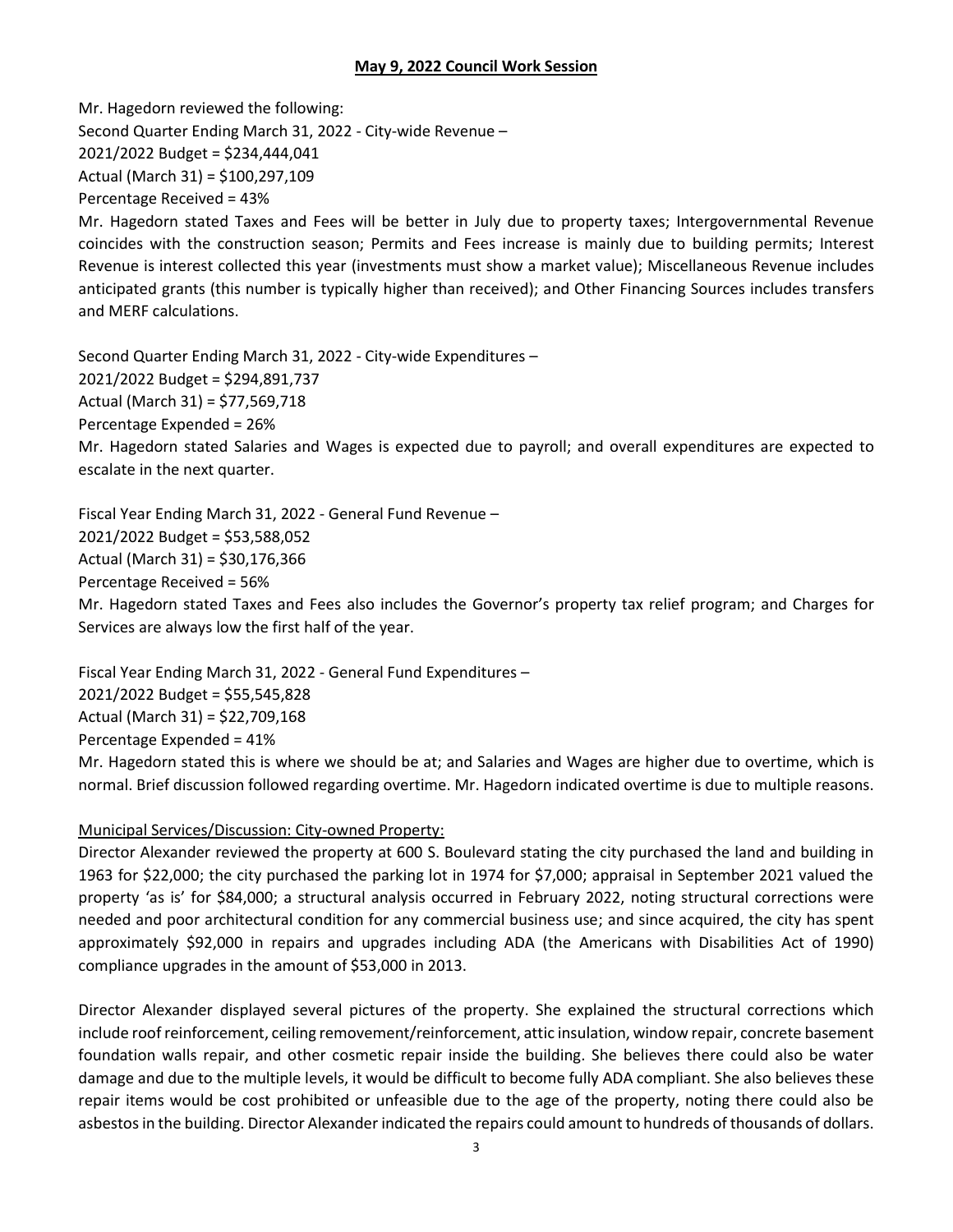**May 9, 2022 Council Work Session**

Mr. Hagedorn reviewed the following:
Second Quarter Ending March 31, 2022 - City-wide Revenue –
2021/2022 Budget = $234,444,041
Actual (March 31) = $100,297,109
Percentage Received = 43%
Mr. Hagedorn stated Taxes and Fees will be better in July due to property taxes; Intergovernmental Revenue coincides with the construction season; Permits and Fees increase is mainly due to building permits; Interest Revenue is interest collected this year (investments must show a market value); Miscellaneous Revenue includes anticipated grants (this number is typically higher than received); and Other Financing Sources includes transfers and MERF calculations.

Second Quarter Ending March 31, 2022 - City-wide Expenditures –
2021/2022 Budget = $294,891,737
Actual (March 31) = $77,569,718
Percentage Expended = 26%
Mr. Hagedorn stated Salaries and Wages is expected due to payroll; and overall expenditures are expected to escalate in the next quarter.

Fiscal Year Ending March 31, 2022 - General Fund Revenue –
2021/2022 Budget = $53,588,052
Actual (March 31) = $30,176,366
Percentage Received = 56%
Mr. Hagedorn stated Taxes and Fees also includes the Governor's property tax relief program; and Charges for Services are always low the first half of the year.

Fiscal Year Ending March 31, 2022 - General Fund Expenditures –
2021/2022 Budget = $55,545,828
Actual (March 31) = $22,709,168
Percentage Expended = 41%
Mr. Hagedorn stated this is where we should be at; and Salaries and Wages are higher due to overtime, which is normal. Brief discussion followed regarding overtime. Mr. Hagedorn indicated overtime is due to multiple reasons.

Municipal Services/Discussion: City-owned Property:
Director Alexander reviewed the property at 600 S. Boulevard stating the city purchased the land and building in 1963 for $22,000; the city purchased the parking lot in 1974 for $7,000; appraisal in September 2021 valued the property 'as is' for $84,000; a structural analysis occurred in February 2022, noting structural corrections were needed and poor architectural condition for any commercial business use; and since acquired, the city has spent approximately $92,000 in repairs and upgrades including ADA (the Americans with Disabilities Act of 1990) compliance upgrades in the amount of $53,000 in 2013.

Director Alexander displayed several pictures of the property. She explained the structural corrections which include roof reinforcement, ceiling removement/reinforcement, attic insulation, window repair, concrete basement foundation walls repair, and other cosmetic repair inside the building. She believes there could also be water damage and due to the multiple levels, it would be difficult to become fully ADA compliant. She also believes these repair items would be cost prohibited or unfeasible due to the age of the property, noting there could also be asbestos in the building. Director Alexander indicated the repairs could amount to hundreds of thousands of dollars.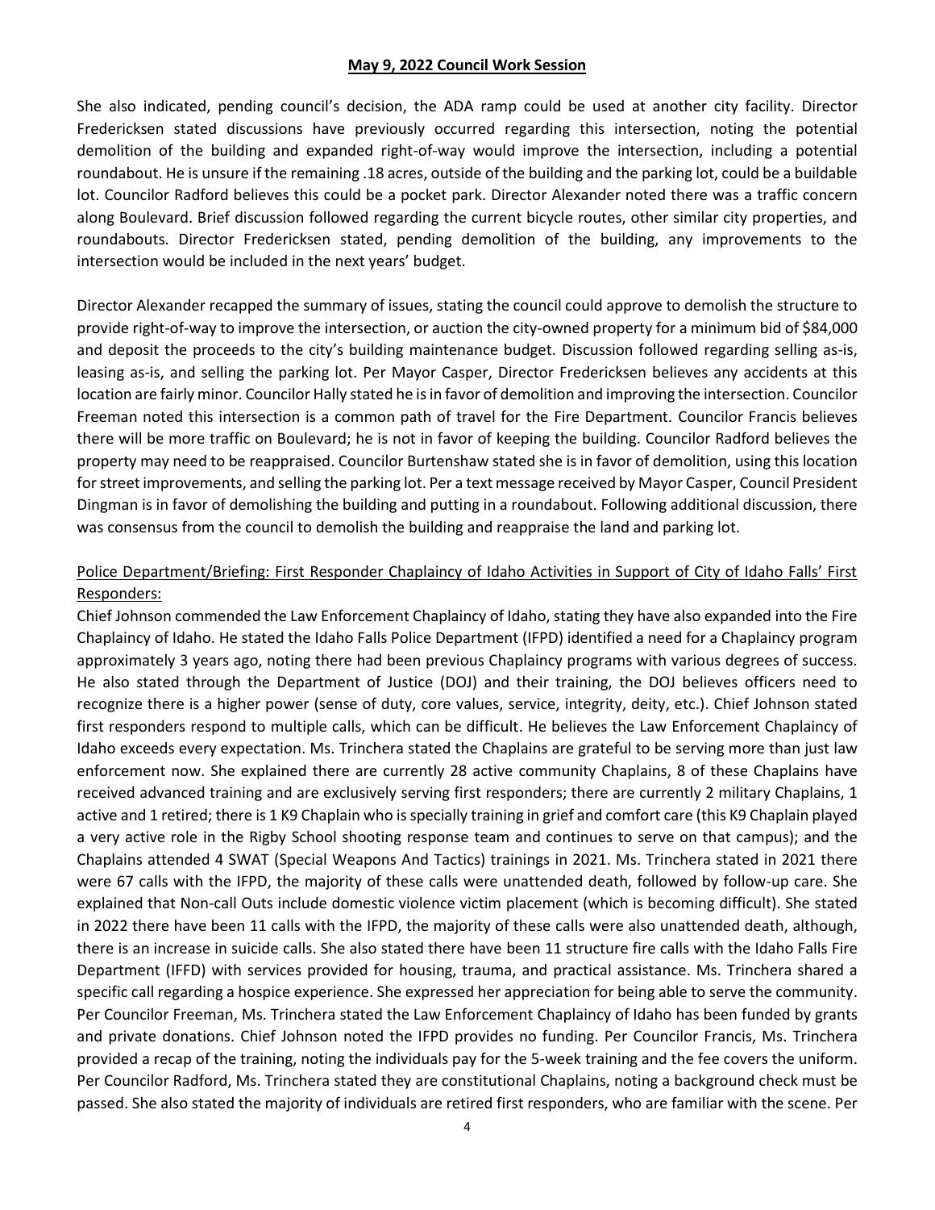She also indicated, pending council's decision, the ADA ramp could be used at another city facility. Director Fredericksen stated discussions have previously occurred regarding this intersection, noting the potential demolition of the building and expanded right-of-way would improve the intersection, including a potential roundabout. He is unsure if the remaining .18 acres, outside of the building and the parking lot, could be a buildable lot. Councilor Radford believes this could be a pocket park. Director Alexander noted there was a traffic concern along Boulevard. Brief discussion followed regarding the current bicycle routes, other similar city properties, and roundabouts. Director Fredericksen stated, pending demolition of the building, any improvements to the intersection would be included in the next years' budget.

Director Alexander recapped the summary of issues, stating the council could approve to demolish the structure to provide right-of-way to improve the intersection, or auction the city-owned property for a minimum bid of $84,000 and deposit the proceeds to the city's building maintenance budget. Discussion followed regarding selling as-is, leasing as-is, and selling the parking lot. Per Mayor Casper, Director Fredericksen believes any accidents at this location are fairly minor. Councilor Hally stated he is in favor of demolition and improving the intersection. Councilor Freeman noted this intersection is a common path of travel for the Fire Department. Councilor Francis believes there will be more traffic on Boulevard; he is not in favor of keeping the building. Councilor Radford believes the property may need to be reappraised. Councilor Burtenshaw stated she is in favor of demolition, using this location for street improvements, and selling the parking lot. Per a text message received by Mayor Casper, Council President Dingman is in favor of demolishing the building and putting in a roundabout. Following additional discussion, there was consensus from the council to demolish the building and reappraise the land and parking lot.

Police Department/Briefing: First Responder Chaplaincy of Idaho Activities in Support of City of Idaho Falls' First Responders:

Chief Johnson commended the Law Enforcement Chaplaincy of Idaho, stating they have also expanded into the Fire Chaplaincy of Idaho. He stated the Idaho Falls Police Department (IFPD) identified a need for a Chaplaincy program approximately 3 years ago, noting there had been previous Chaplaincy programs with various degrees of success. He also stated through the Department of Justice (DOJ) and their training, the DOJ believes officers need to recognize there is a higher power (sense of duty, core values, service, integrity, deity, etc.). Chief Johnson stated first responders respond to multiple calls, which can be difficult. He believes the Law Enforcement Chaplaincy of Idaho exceeds every expectation. Ms. Trinchera stated the Chaplains are grateful to be serving more than just law enforcement now. She explained there are currently 28 active community Chaplains, 8 of these Chaplains have received advanced training and are exclusively serving first responders; there are currently 2 military Chaplains, 1 active and 1 retired; there is 1 K9 Chaplain who is specially training in grief and comfort care (this K9 Chaplain played a very active role in the Rigby School shooting response team and continues to serve on that campus); and the Chaplains attended 4 SWAT (Special Weapons And Tactics) trainings in 2021. Ms. Trinchera stated in 2021 there were 67 calls with the IFPD, the majority of these calls were unattended death, followed by follow-up care. She explained that Non-call Outs include domestic violence victim placement (which is becoming difficult). She stated in 2022 there have been 11 calls with the IFPD, the majority of these calls were also unattended death, although, there is an increase in suicide calls. She also stated there have been 11 structure fire calls with the Idaho Falls Fire Department (IFFD) with services provided for housing, trauma, and practical assistance. Ms. Trinchera shared a specific call regarding a hospice experience. She expressed her appreciation for being able to serve the community. Per Councilor Freeman, Ms. Trinchera stated the Law Enforcement Chaplaincy of Idaho has been funded by grants and private donations. Chief Johnson noted the IFPD provides no funding. Per Councilor Francis, Ms. Trinchera provided a recap of the training, noting the individuals pay for the 5-week training and the fee covers the uniform. Per Councilor Radford, Ms. Trinchera stated they are constitutional Chaplains, noting a background check must be passed. She also stated the majority of individuals are retired first responders, who are familiar with the scene. Per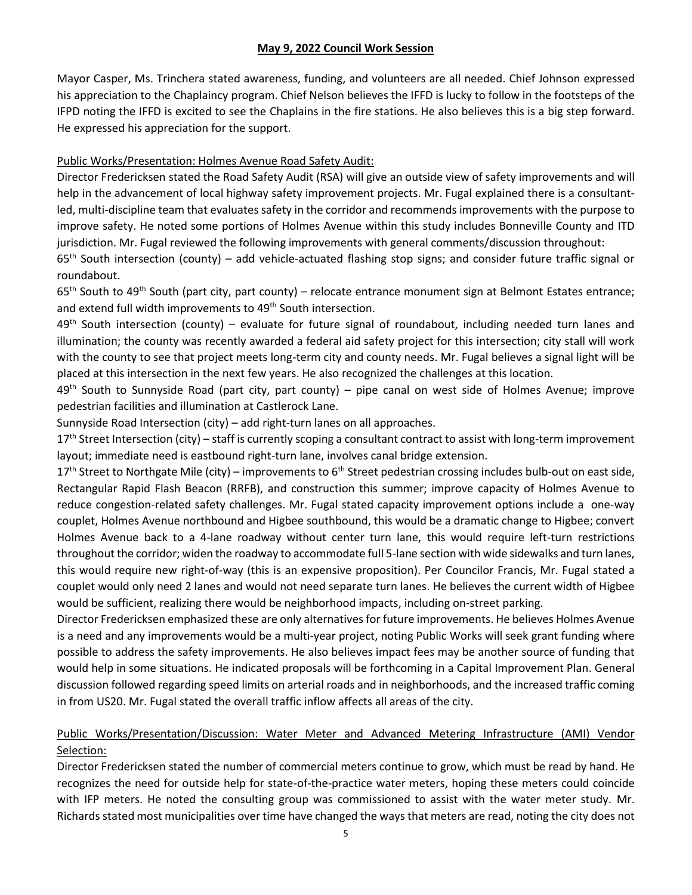**May 9, 2022 Council Work Session**

Mayor Casper, Ms. Trinchera stated awareness, funding, and volunteers are all needed. Chief Johnson expressed his appreciation to the Chaplaincy program. Chief Nelson believes the IFFD is lucky to follow in the footsteps of the IFPD noting the IFFD is excited to see the Chaplains in the fire stations. He also believes this is a big step forward. He expressed his appreciation for the support.

Public Works/Presentation: Holmes Avenue Road Safety Audit:

Director Fredericksen stated the Road Safety Audit (RSA) will give an outside view of safety improvements and will help in the advancement of local highway safety improvement projects. Mr. Fugal explained there is a consultant-led, multi-discipline team that evaluates safety in the corridor and recommends improvements with the purpose to improve safety. He noted some portions of Holmes Avenue within this study includes Bonneville County and ITD jurisdiction. Mr. Fugal reviewed the following improvements with general comments/discussion throughout:

65th South intersection (county) – add vehicle-actuated flashing stop signs; and consider future traffic signal or roundabout.

65th South to 49th South (part city, part county) – relocate entrance monument sign at Belmont Estates entrance; and extend full width improvements to 49th South intersection.

49th South intersection (county) – evaluate for future signal of roundabout, including needed turn lanes and illumination; the county was recently awarded a federal aid safety project for this intersection; city stall will work with the county to see that project meets long-term city and county needs. Mr. Fugal believes a signal light will be placed at this intersection in the next few years. He also recognized the challenges at this location.

49th South to Sunnyside Road (part city, part county) – pipe canal on west side of Holmes Avenue; improve pedestrian facilities and illumination at Castlerock Lane.

Sunnyside Road Intersection (city) – add right-turn lanes on all approaches.

17th Street Intersection (city) – staff is currently scoping a consultant contract to assist with long-term improvement layout; immediate need is eastbound right-turn lane, involves canal bridge extension.

17th Street to Northgate Mile (city) – improvements to 6th Street pedestrian crossing includes bulb-out on east side, Rectangular Rapid Flash Beacon (RRFB), and construction this summer; improve capacity of Holmes Avenue to reduce congestion-related safety challenges. Mr. Fugal stated capacity improvement options include a one-way couplet, Holmes Avenue northbound and Higbee southbound, this would be a dramatic change to Higbee; convert Holmes Avenue back to a 4-lane roadway without center turn lane, this would require left-turn restrictions throughout the corridor; widen the roadway to accommodate full 5-lane section with wide sidewalks and turn lanes, this would require new right-of-way (this is an expensive proposition). Per Councilor Francis, Mr. Fugal stated a couplet would only need 2 lanes and would not need separate turn lanes. He believes the current width of Higbee would be sufficient, realizing there would be neighborhood impacts, including on-street parking.

Director Fredericksen emphasized these are only alternatives for future improvements. He believes Holmes Avenue is a need and any improvements would be a multi-year project, noting Public Works will seek grant funding where possible to address the safety improvements. He also believes impact fees may be another source of funding that would help in some situations. He indicated proposals will be forthcoming in a Capital Improvement Plan. General discussion followed regarding speed limits on arterial roads and in neighborhoods, and the increased traffic coming in from US20. Mr. Fugal stated the overall traffic inflow affects all areas of the city.

Public Works/Presentation/Discussion: Water Meter and Advanced Metering Infrastructure (AMI) Vendor Selection:

Director Fredericksen stated the number of commercial meters continue to grow, which must be read by hand. He recognizes the need for outside help for state-of-the-practice water meters, hoping these meters could coincide with IFP meters. He noted the consulting group was commissioned to assist with the water meter study. Mr. Richards stated most municipalities over time have changed the ways that meters are read, noting the city does not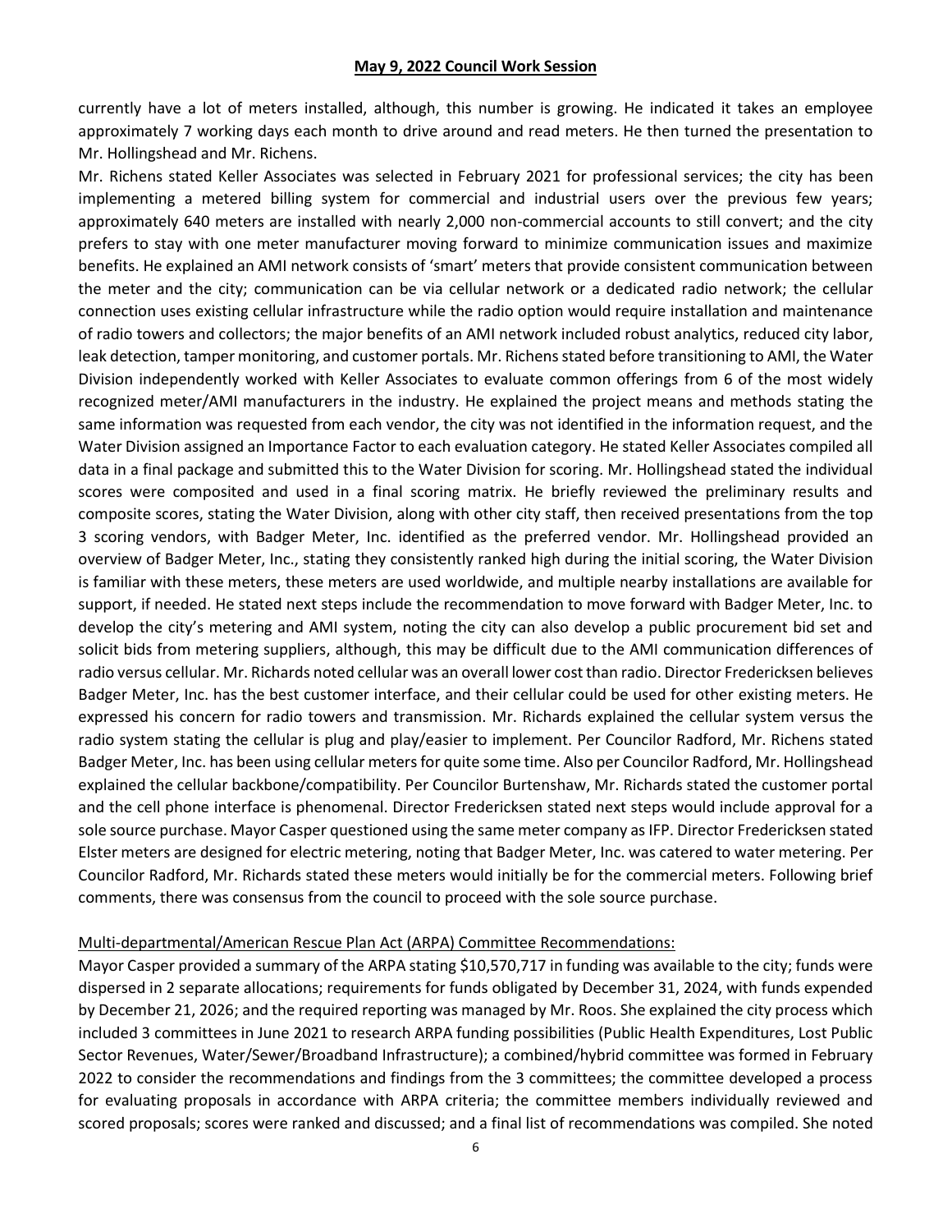currently have a lot of meters installed, although, this number is growing. He indicated it takes an employee approximately 7 working days each month to drive around and read meters. He then turned the presentation to Mr. Hollingshead and Mr. Richens.

Mr. Richens stated Keller Associates was selected in February 2021 for professional services; the city has been implementing a metered billing system for commercial and industrial users over the previous few years; approximately 640 meters are installed with nearly 2,000 non-commercial accounts to still convert; and the city prefers to stay with one meter manufacturer moving forward to minimize communication issues and maximize benefits. He explained an AMI network consists of 'smart' meters that provide consistent communication between the meter and the city; communication can be via cellular network or a dedicated radio network; the cellular connection uses existing cellular infrastructure while the radio option would require installation and maintenance of radio towers and collectors; the major benefits of an AMI network included robust analytics, reduced city labor, leak detection, tamper monitoring, and customer portals. Mr. Richens stated before transitioning to AMI, the Water Division independently worked with Keller Associates to evaluate common offerings from 6 of the most widely recognized meter/AMI manufacturers in the industry. He explained the project means and methods stating the same information was requested from each vendor, the city was not identified in the information request, and the Water Division assigned an Importance Factor to each evaluation category. He stated Keller Associates compiled all data in a final package and submitted this to the Water Division for scoring. Mr. Hollingshead stated the individual scores were composited and used in a final scoring matrix. He briefly reviewed the preliminary results and composite scores, stating the Water Division, along with other city staff, then received presentations from the top 3 scoring vendors, with Badger Meter, Inc. identified as the preferred vendor. Mr. Hollingshead provided an overview of Badger Meter, Inc., stating they consistently ranked high during the initial scoring, the Water Division is familiar with these meters, these meters are used worldwide, and multiple nearby installations are available for support, if needed. He stated next steps include the recommendation to move forward with Badger Meter, Inc. to develop the city's metering and AMI system, noting the city can also develop a public procurement bid set and solicit bids from metering suppliers, although, this may be difficult due to the AMI communication differences of radio versus cellular. Mr. Richards noted cellular was an overall lower cost than radio. Director Fredericksen believes Badger Meter, Inc. has the best customer interface, and their cellular could be used for other existing meters. He expressed his concern for radio towers and transmission. Mr. Richards explained the cellular system versus the radio system stating the cellular is plug and play/easier to implement. Per Councilor Radford, Mr. Richens stated Badger Meter, Inc. has been using cellular meters for quite some time. Also per Councilor Radford, Mr. Hollingshead explained the cellular backbone/compatibility. Per Councilor Burtenshaw, Mr. Richards stated the customer portal and the cell phone interface is phenomenal. Director Fredericksen stated next steps would include approval for a sole source purchase. Mayor Casper questioned using the same meter company as IFP. Director Fredericksen stated Elster meters are designed for electric metering, noting that Badger Meter, Inc. was catered to water metering. Per Councilor Radford, Mr. Richards stated these meters would initially be for the commercial meters. Following brief comments, there was consensus from the council to proceed with the sole source purchase.

Multi-departmental/American Rescue Plan Act (ARPA) Committee Recommendations:

Mayor Casper provided a summary of the ARPA stating $10,570,717 in funding was available to the city; funds were dispersed in 2 separate allocations; requirements for funds obligated by December 31, 2024, with funds expended by December 21, 2026; and the required reporting was managed by Mr. Roos. She explained the city process which included 3 committees in June 2021 to research ARPA funding possibilities (Public Health Expenditures, Lost Public Sector Revenues, Water/Sewer/Broadband Infrastructure); a combined/hybrid committee was formed in February 2022 to consider the recommendations and findings from the 3 committees; the committee developed a process for evaluating proposals in accordance with ARPA criteria; the committee members individually reviewed and scored proposals; scores were ranked and discussed; and a final list of recommendations was compiled. She noted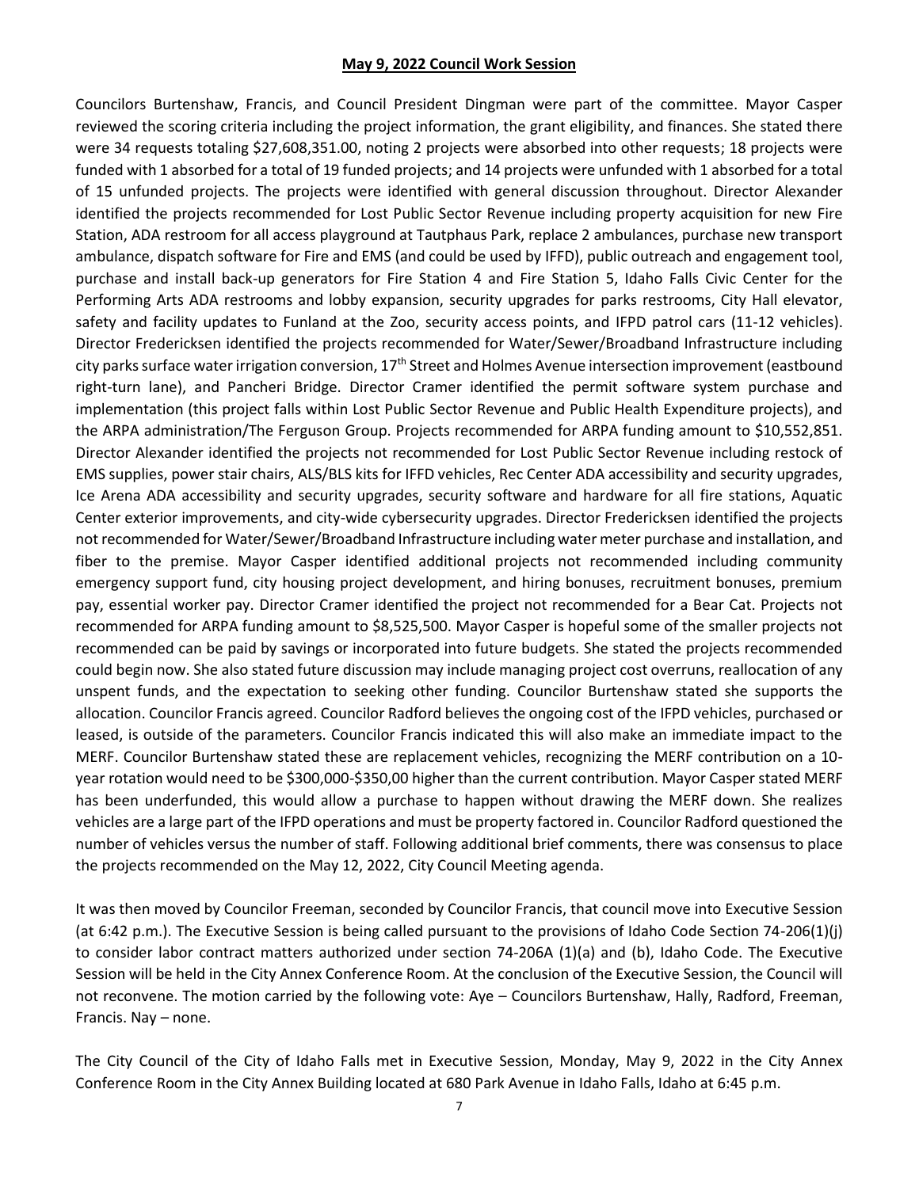**May 9, 2022 Council Work Session**

Councilors Burtenshaw, Francis, and Council President Dingman were part of the committee. Mayor Casper reviewed the scoring criteria including the project information, the grant eligibility, and finances. She stated there were 34 requests totaling $27,608,351.00, noting 2 projects were absorbed into other requests; 18 projects were funded with 1 absorbed for a total of 19 funded projects; and 14 projects were unfunded with 1 absorbed for a total of 15 unfunded projects. The projects were identified with general discussion throughout. Director Alexander identified the projects recommended for Lost Public Sector Revenue including property acquisition for new Fire Station, ADA restroom for all access playground at Tautphaus Park, replace 2 ambulances, purchase new transport ambulance, dispatch software for Fire and EMS (and could be used by IFFD), public outreach and engagement tool, purchase and install back-up generators for Fire Station 4 and Fire Station 5, Idaho Falls Civic Center for the Performing Arts ADA restrooms and lobby expansion, security upgrades for parks restrooms, City Hall elevator, safety and facility updates to Funland at the Zoo, security access points, and IFPD patrol cars (11-12 vehicles). Director Fredericksen identified the projects recommended for Water/Sewer/Broadband Infrastructure including city parks surface water irrigation conversion, 17th Street and Holmes Avenue intersection improvement (eastbound right-turn lane), and Pancheri Bridge. Director Cramer identified the permit software system purchase and implementation (this project falls within Lost Public Sector Revenue and Public Health Expenditure projects), and the ARPA administration/The Ferguson Group. Projects recommended for ARPA funding amount to $10,552,851. Director Alexander identified the projects not recommended for Lost Public Sector Revenue including restock of EMS supplies, power stair chairs, ALS/BLS kits for IFFD vehicles, Rec Center ADA accessibility and security upgrades, Ice Arena ADA accessibility and security upgrades, security software and hardware for all fire stations, Aquatic Center exterior improvements, and city-wide cybersecurity upgrades. Director Fredericksen identified the projects not recommended for Water/Sewer/Broadband Infrastructure including water meter purchase and installation, and fiber to the premise. Mayor Casper identified additional projects not recommended including community emergency support fund, city housing project development, and hiring bonuses, recruitment bonuses, premium pay, essential worker pay. Director Cramer identified the project not recommended for a Bear Cat. Projects not recommended for ARPA funding amount to $8,525,500. Mayor Casper is hopeful some of the smaller projects not recommended can be paid by savings or incorporated into future budgets. She stated the projects recommended could begin now. She also stated future discussion may include managing project cost overruns, reallocation of any unspent funds, and the expectation to seeking other funding. Councilor Burtenshaw stated she supports the allocation. Councilor Francis agreed. Councilor Radford believes the ongoing cost of the IFPD vehicles, purchased or leased, is outside of the parameters. Councilor Francis indicated this will also make an immediate impact to the MERF. Councilor Burtenshaw stated these are replacement vehicles, recognizing the MERF contribution on a 10-year rotation would need to be $300,000-$350,00 higher than the current contribution. Mayor Casper stated MERF has been underfunded, this would allow a purchase to happen without drawing the MERF down. She realizes vehicles are a large part of the IFPD operations and must be property factored in. Councilor Radford questioned the number of vehicles versus the number of staff. Following additional brief comments, there was consensus to place the projects recommended on the May 12, 2022, City Council Meeting agenda.

It was then moved by Councilor Freeman, seconded by Councilor Francis, that council move into Executive Session (at 6:42 p.m.). The Executive Session is being called pursuant to the provisions of Idaho Code Section 74-206(1)(j) to consider labor contract matters authorized under section 74-206A (1)(a) and (b), Idaho Code. The Executive Session will be held in the City Annex Conference Room. At the conclusion of the Executive Session, the Council will not reconvene. The motion carried by the following vote: Aye – Councilors Burtenshaw, Hally, Radford, Freeman, Francis. Nay – none.

The City Council of the City of Idaho Falls met in Executive Session, Monday, May 9, 2022 in the City Annex Conference Room in the City Annex Building located at 680 Park Avenue in Idaho Falls, Idaho at 6:45 p.m.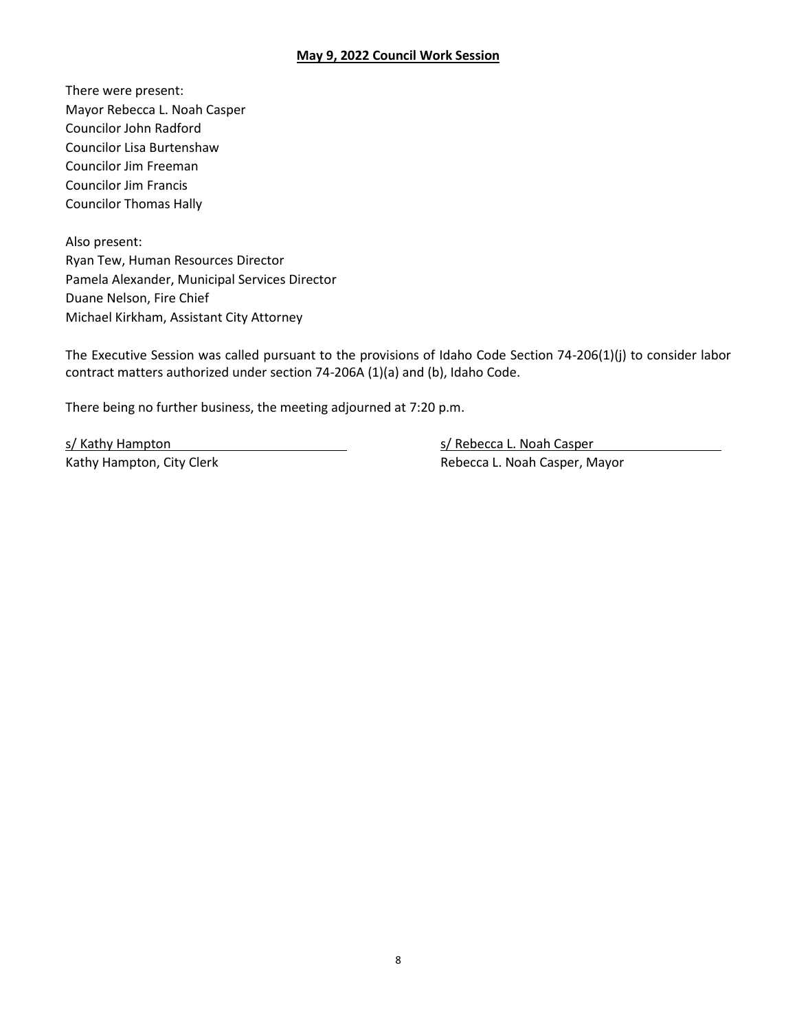**May 9, 2022 Council Work Session**

There were present:
Mayor Rebecca L. Noah Casper
Councilor John Radford
Councilor Lisa Burtenshaw
Councilor Jim Freeman
Councilor Jim Francis
Councilor Thomas Hally

Also present:
Ryan Tew, Human Resources Director
Pamela Alexander, Municipal Services Director
Duane Nelson, Fire Chief
Michael Kirkham, Assistant City Attorney

The Executive Session was called pursuant to the provisions of Idaho Code Section 74-206(1)(j) to consider labor contract matters authorized under section 74-206A (1)(a) and (b), Idaho Code.

There being no further business, the meeting adjourned at 7:20 p.m.

s/ Kathy Hampton
Kathy Hampton, City Clerk

s/ Rebecca L. Noah Casper
Rebecca L. Noah Casper, Mayor